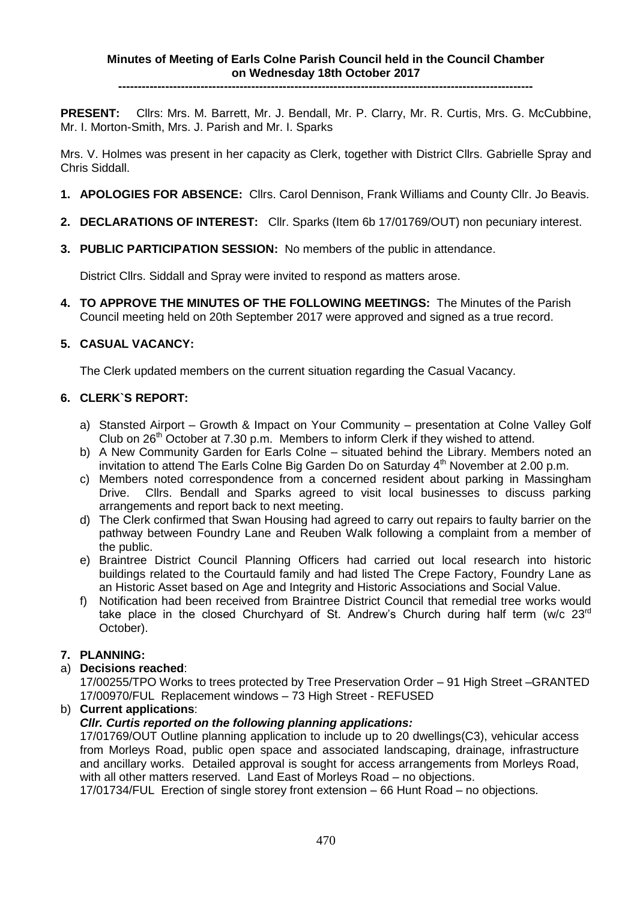**Minutes of Meeting of Earls Colne Parish Council held in the Council Chamber on Wednesday 18th October 2017**

---

**PRESENT:** Cllrs: Mrs. M. Barrett, Mr. J. Bendall, Mr. P. Clarry, Mr. R. Curtis, Mrs. G. McCubbine, Mr. I. Morton-Smith, Mrs. J. Parish and Mr. I. Sparks

Mrs. V. Holmes was present in her capacity as Clerk, together with District Cllrs. Gabrielle Spray and Chris Siddall.

1. **APOLOGIES FOR ABSENCE:** Cllrs. Carol Dennison, Frank Williams and County Cllr. Jo Beavis.

2. **DECLARATIONS OF INTEREST:** Cllr. Sparks (Item 6b 17/01769/OUT) non pecuniary interest.

3. **PUBLIC PARTICIPATION SESSION:** No members of the public in attendance.

   District Cllrs. Siddall and Spray were invited to respond as matters arose.

4. **TO APPROVE THE MINUTES OF THE FOLLOWING MEETINGS:** The Minutes of the Parish Council meeting held on 20th September 2017 were approved and signed as a true record.

5. **CASUAL VACANCY:**

   The Clerk updated members on the current situation regarding the Casual Vacancy.

6. **CLERK`S REPORT:**

   a) Stansted Airport – Growth & Impact on Your Community – presentation at Colne Valley Golf Club on 26th October at 7.30 p.m. Members to inform Clerk if they wished to attend.
   b) A New Community Garden for Earls Colne – situated behind the Library. Members noted an invitation to attend The Earls Colne Big Garden Do on Saturday 4th November at 2.00 p.m.
   c) Members noted correspondence from a concerned resident about parking in Massingham Drive. Cllrs. Bendall and Sparks agreed to visit local businesses to discuss parking arrangements and report back to next meeting.
   d) The Clerk confirmed that Swan Housing had agreed to carry out repairs to faulty barrier on the pathway between Foundry Lane and Reuben Walk following a complaint from a member of the public.
   e) Braintree District Council Planning Officers had carried out local research into historic buildings related to the Courtauld family and had listed The Crepe Factory, Foundry Lane as an Historic Asset based on Age and Integrity and Historic Associations and Social Value.
   f) Notification had been received from Braintree District Council that remedial tree works would take place in the closed Churchyard of St. Andrew's Church during half term (w/c 23rd October).

7. **PLANNING:**

   a) **Decisions reached**:
   17/00255/TPO Works to trees protected by Tree Preservation Order – 91 High Street –GRANTED
   17/00970/FUL Replacement windows – 73 High Street - REFUSED

   b) **Current applications**:
   ***Cllr. Curtis reported on the following planning applications:***
   17/01769/OUT Outline planning application to include up to 20 dwellings(C3), vehicular access from Morleys Road, public open space and associated landscaping, drainage, infrastructure and ancillary works. Detailed approval is sought for access arrangements from Morleys Road, with all other matters reserved. Land East of Morleys Road – no objections.
   17/01734/FUL Erection of single storey front extension – 66 Hunt Road – no objections.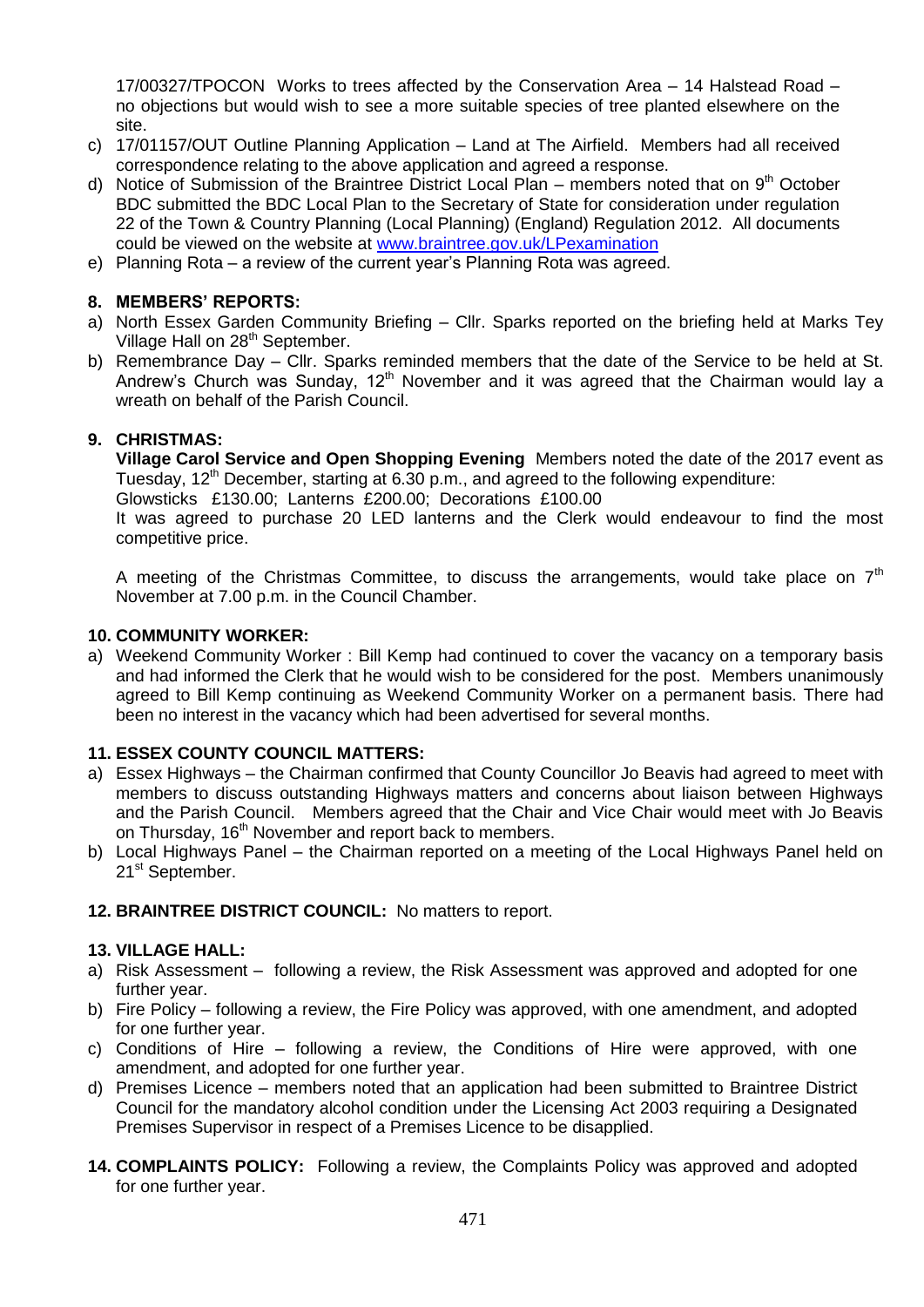17/00327/TPOCON Works to trees affected by the Conservation Area – 14 Halstead Road – no objections but would wish to see a more suitable species of tree planted elsewhere on the site.

c) 17/01157/OUT Outline Planning Application – Land at The Airfield. Members had all received correspondence relating to the above application and agreed a response.
d) Notice of Submission of the Braintree District Local Plan – members noted that on 9th October BDC submitted the BDC Local Plan to the Secretary of State for consideration under regulation 22 of the Town & Country Planning (Local Planning) (England) Regulation 2012. All documents could be viewed on the website at www.braintree.gov.uk/LPexamination
e) Planning Rota – a review of the current year's Planning Rota was agreed.

## 8. MEMBERS' REPORTS:

a) North Essex Garden Community Briefing – Cllr. Sparks reported on the briefing held at Marks Tey Village Hall on 28th September.
b) Remembrance Day – Cllr. Sparks reminded members that the date of the Service to be held at St. Andrew's Church was Sunday, 12th November and it was agreed that the Chairman would lay a wreath on behalf of the Parish Council.

## 9. CHRISTMAS:

**Village Carol Service and Open Shopping Evening** Members noted the date of the 2017 event as Tuesday, 12th December, starting at 6.30 p.m., and agreed to the following expenditure:

Glowsticks £130.00; Lanterns £200.00; Decorations £100.00

It was agreed to purchase 20 LED lanterns and the Clerk would endeavour to find the most competitive price.

A meeting of the Christmas Committee, to discuss the arrangements, would take place on 7th November at 7.00 p.m. in the Council Chamber.

## 10. COMMUNITY WORKER:

a) Weekend Community Worker : Bill Kemp had continued to cover the vacancy on a temporary basis and had informed the Clerk that he would wish to be considered for the post. Members unanimously agreed to Bill Kemp continuing as Weekend Community Worker on a permanent basis. There had been no interest in the vacancy which had been advertised for several months.

## 11. ESSEX COUNTY COUNCIL MATTERS:

a) Essex Highways – the Chairman confirmed that County Councillor Jo Beavis had agreed to meet with members to discuss outstanding Highways matters and concerns about liaison between Highways and the Parish Council. Members agreed that the Chair and Vice Chair would meet with Jo Beavis on Thursday, 16th November and report back to members.
b) Local Highways Panel – the Chairman reported on a meeting of the Local Highways Panel held on 21st September.

## 12. BRAINTREE DISTRICT COUNCIL: No matters to report.

## 13. VILLAGE HALL:

a) Risk Assessment – following a review, the Risk Assessment was approved and adopted for one further year.
b) Fire Policy – following a review, the Fire Policy was approved, with one amendment, and adopted for one further year.
c) Conditions of Hire – following a review, the Conditions of Hire were approved, with one amendment, and adopted for one further year.
d) Premises Licence – members noted that an application had been submitted to Braintree District Council for the mandatory alcohol condition under the Licensing Act 2003 requiring a Designated Premises Supervisor in respect of a Premises Licence to be disapplied.

## 14. COMPLAINTS POLICY: Following a review, the Complaints Policy was approved and adopted for one further year.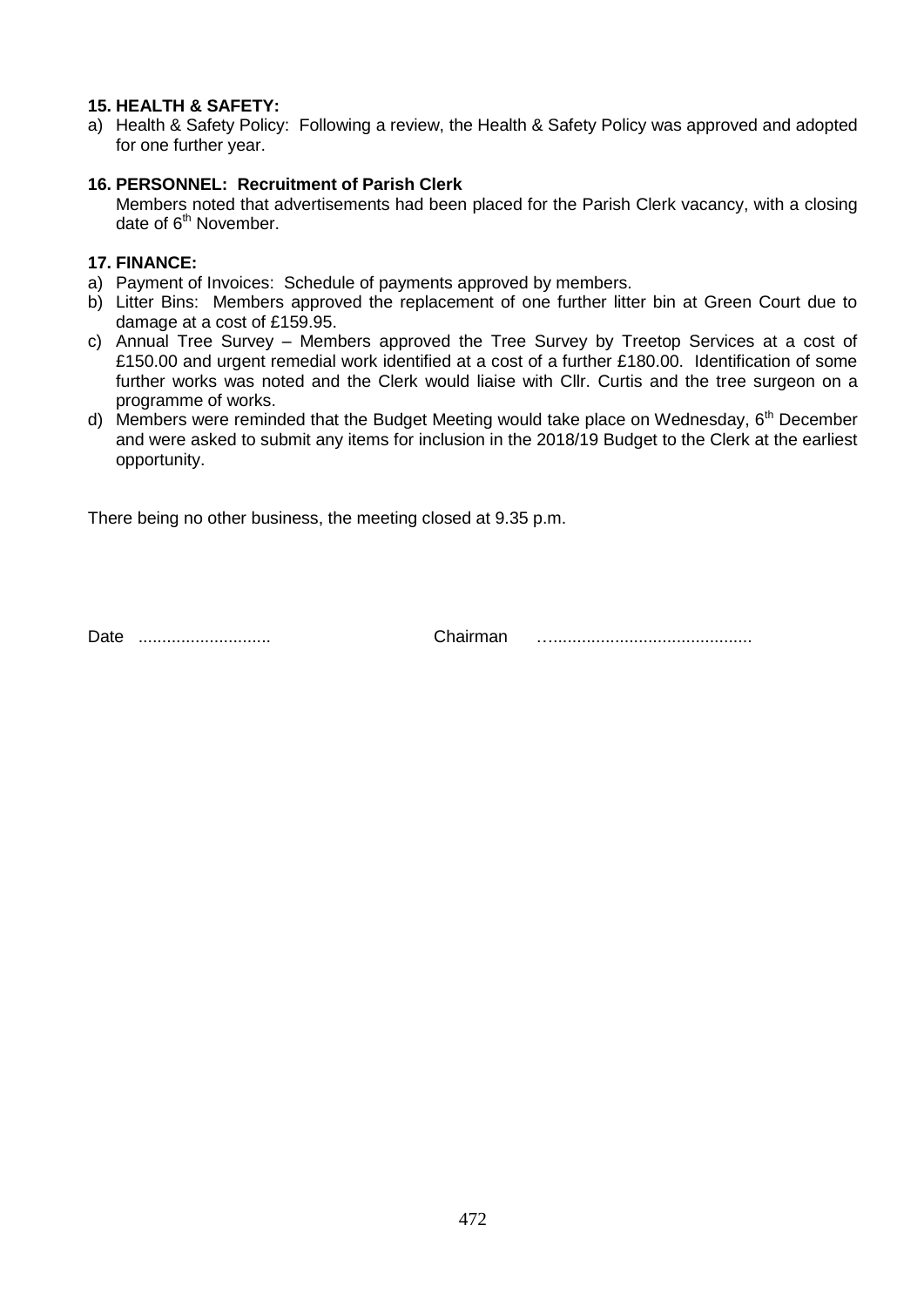**15. HEALTH & SAFETY:**

a) Health & Safety Policy: Following a review, the Health & Safety Policy was approved and adopted for one further year.

**16. PERSONNEL: Recruitment of Parish Clerk**

Members noted that advertisements had been placed for the Parish Clerk vacancy, with a closing date of 6th November.

**17. FINANCE:**

a) Payment of Invoices: Schedule of payments approved by members.
b) Litter Bins: Members approved the replacement of one further litter bin at Green Court due to damage at a cost of £159.95.
c) Annual Tree Survey – Members approved the Tree Survey by Treetop Services at a cost of £150.00 and urgent remedial work identified at a cost of a further £180.00. Identification of some further works was noted and the Clerk would liaise with Cllr. Curtis and the tree surgeon on a programme of works.
d) Members were reminded that the Budget Meeting would take place on Wednesday, 6th December and were asked to submit any items for inclusion in the 2018/19 Budget to the Clerk at the earliest opportunity.

There being no other business, the meeting closed at 9.35 p.m.

Date ............................ Chairman …..........................................